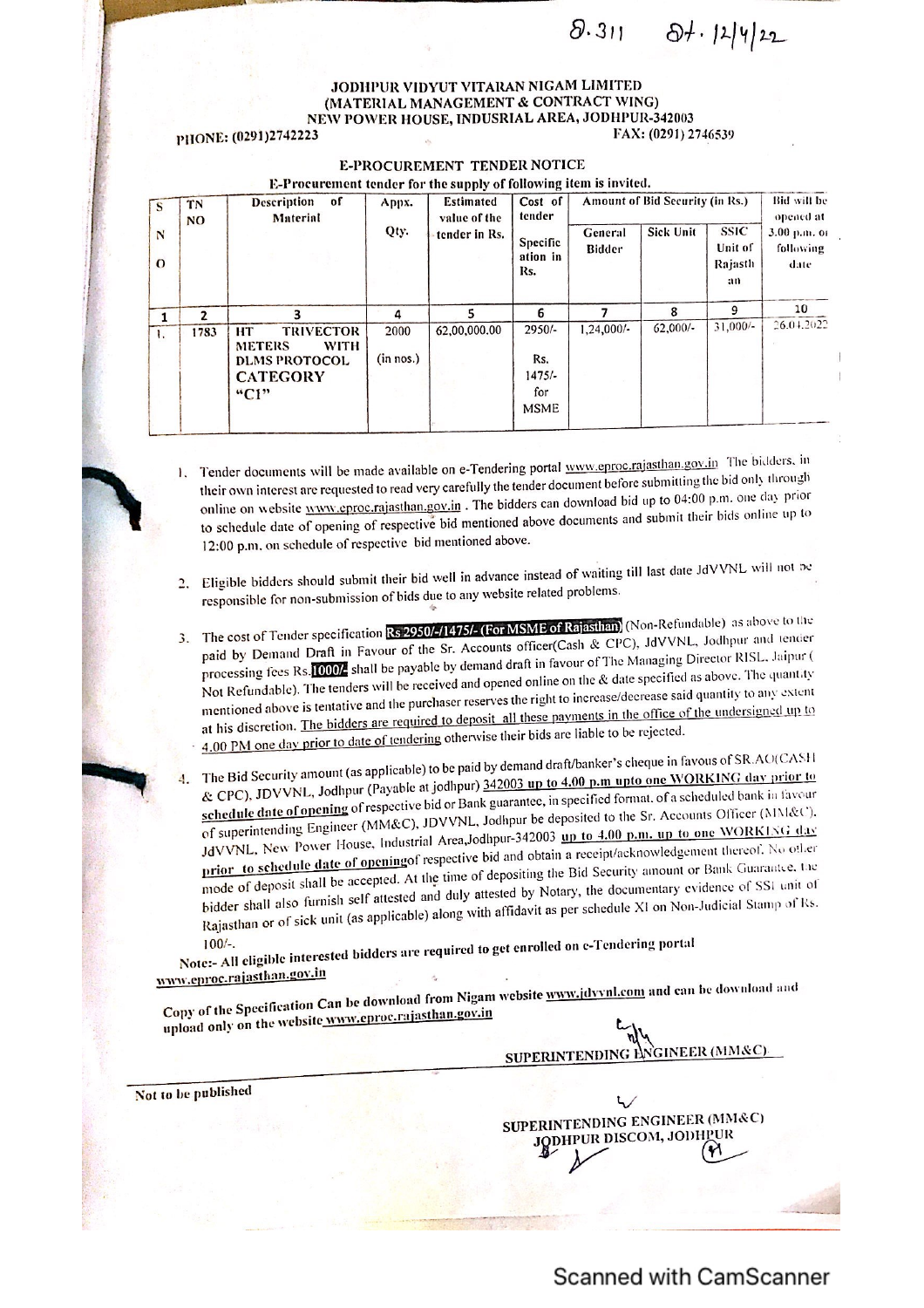8.311 Dt. 12/4/22

**JODHPUR VIDYUT VITARAN NIGAM LIMITED**
**(MATERIAL MANAGEMENT & CONTRACT WING)**
**NEW POWER HOUSE, INDUSRIAL AREA, JODHPUR-342003**

**PHONE: (0291)2742223** **FAX: (0291) 2746539**

## E-PROCUREMENT TENDER NOTICE

**E-Procurement tender for the supply of following item is invited.**

| S N O | TN NO | Description of Material | Appx. Qty. | Estimated value of the tender in Rs. | Cost of tender Specification in Rs. | Amount of Bid Security (in Rs.) | | | Bid will be opened at 3.00 p.m. on following date |
|---|---|---|---|---|---|---|---|---|---|
| | | | | | | General Bidder | Sick Unit | SSIC Unit of Rajasthan | |
| 1 | 2 | 3 | 4 | 5 | 6 | 7 | 8 | 9 | 10 |
| 1. | 1783 | HT TRIVECTOR METERS WITH DLMS PROTOCOL **CATEGORY "C1"** | 2000 (in nos.) | 62,00,000.00 | 2950/- Rs. 1475/- for MSME | 1,24,000/- | 62,000/- | 31,000/- | 26.04.2022 |

1. Tender documents will be made available on e-Tendering portal www.eproc.rajasthan.gov.in The bidders, in their own interest are requested to read very carefully the tender document before submitting the bid only through online on website www.eproc.rajasthan.gov.in . The bidders can download bid up to 04:00 p.m. one day prior to schedule date of opening of respective bid mentioned above documents and submit their bids online up to 12:00 p.m. on schedule of respective bid mentioned above.

2. Eligible bidders should submit their bid well in advance instead of waiting till last date JdVVNL will not be responsible for non-submission of bids due to any website related problems.

3. The cost of Tender specification **Rs 2950/-/1475/- (For MSME of Rajasthan)** (Non-Refundable) as above to the paid by Demand Draft in Favour of the Sr. Accounts officer(Cash & CPC), JdVVNL, Jodhpur and tender processing fees Rs.**1000/-** shall be payable by demand draft in favour of The Managing Director RISL, Jaipur ( Not Refundable). The tenders will be received and opened online on the & date specified as above. The quantity mentioned above is tentative and the purchaser reserves the right to increase/decrease said quantity to any extent at his discretion. The bidders are required to deposit all these payments in the office of the undersigned up to 4.00 PM one day prior to date of tendering otherwise their bids are liable to be rejected.

4. The Bid Security amount (as applicable) to be paid by demand draft/banker's cheque in favour of SR.AO(CASH & CPC), JDVVNL, Jodhpur (Payable at jodhpur) 342003 up to 4.00 p.m upto one WORKING day prior to schedule date of opening of respective bid or Bank guarantee, in specified format, of a scheduled bank in favour of superintending Engineer (MM&C), JDVVNL, Jodhpur be deposited to the Sr. Accounts Officer (MM&C), JdVVNL, New Power House, Industrial Area,Jodhpur-342003 up to 4.00 p.m. up to one WORKING day prior to schedule date of openingof respective bid and obtain a receipt/acknowledgement thereof. No other mode of deposit shall be accepted. At the time of depositing the Bid Security amount or Bank Guarantee, the bidder shall also furnish self attested and duly attested by Notary, the documentary evidence of SSI unit of Rajasthan or of sick unit (as applicable) along with affidavit as per schedule XI on Non-Judicial Stamp of Rs. 100/-.

**Note:- All eligible interested bidders are required to get enrolled on e-Tendering portal www.eproc.rajasthan.gov.in**

**Copy of the Specification Can be download from Nigam website www.jdvvnl.com and can be download and upload only on the website www.eproc.rajasthan.gov.in**

**SUPERINTENDING ENGINEER (MM&C)**

**Not to be published**

**SUPERINTENDING ENGINEER (MM&C)**
**JODHPUR DISCOM, JODHPUR**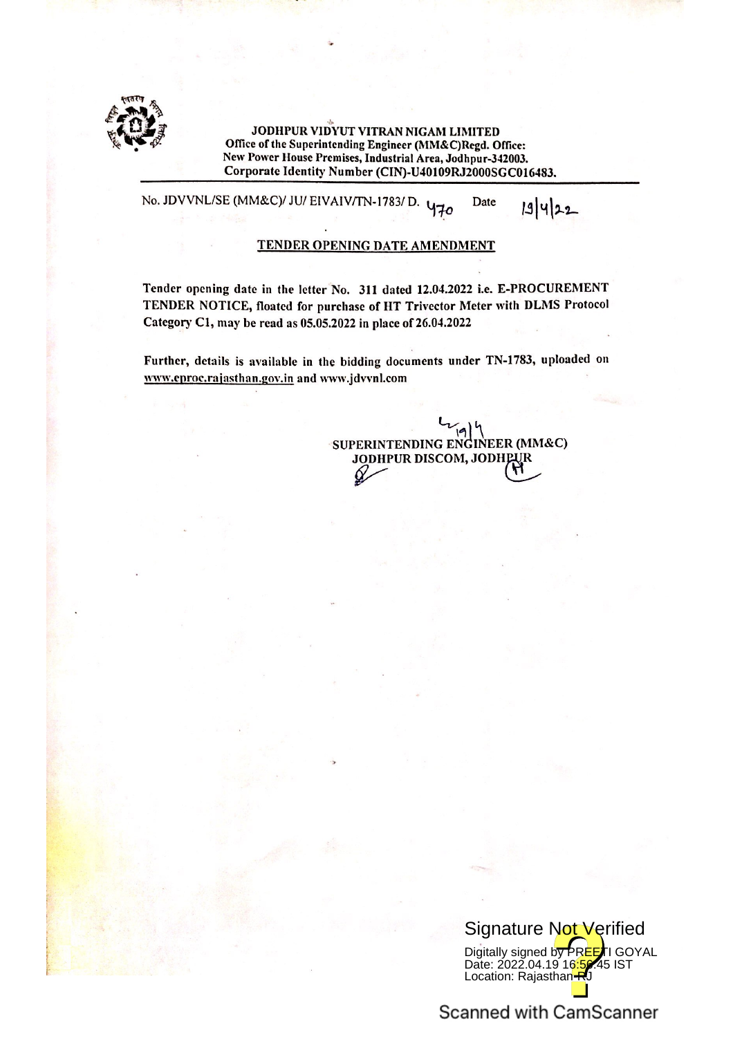**JODHPUR VIDYUT VITRAN NIGAM LIMITED**
**Office of the Superintending Engineer (MM&C)Regd. Office:**
**New Power House Premises, Industrial Area, Jodhpur-342003.**
**Corporate Identity Number (CIN)-U40109RJ2000SGC016483.**

No. JDVVNL/SE (MM&C)/ JU/ EIVAIV/TN-1783/ D. 470 Date 19/4/22

## TENDER OPENING DATE AMENDMENT

**Tender opening date in the letter No. 311 dated 12.04.2022 i.e. E-PROCUREMENT TENDER NOTICE, floated for purchase of HT Trivector Meter with DLMS Protocol Category C1, may be read as 05.05.2022 in place of 26.04.2022**

**Further, details is available in the bidding documents under TN-1783, uploaded on www.eproc.rajasthan.gov.in and www.jdvvnl.com**

19/4

**SUPERINTENDING ENGINEER (MM&C)**
**JODHPUR DISCOM, JODHPUR**

Signature Not Verified
Digitally signed by PREETI GOYAL
Date: 2022.04.19 16:56:45 IST
Location: Rajasthan-RJ